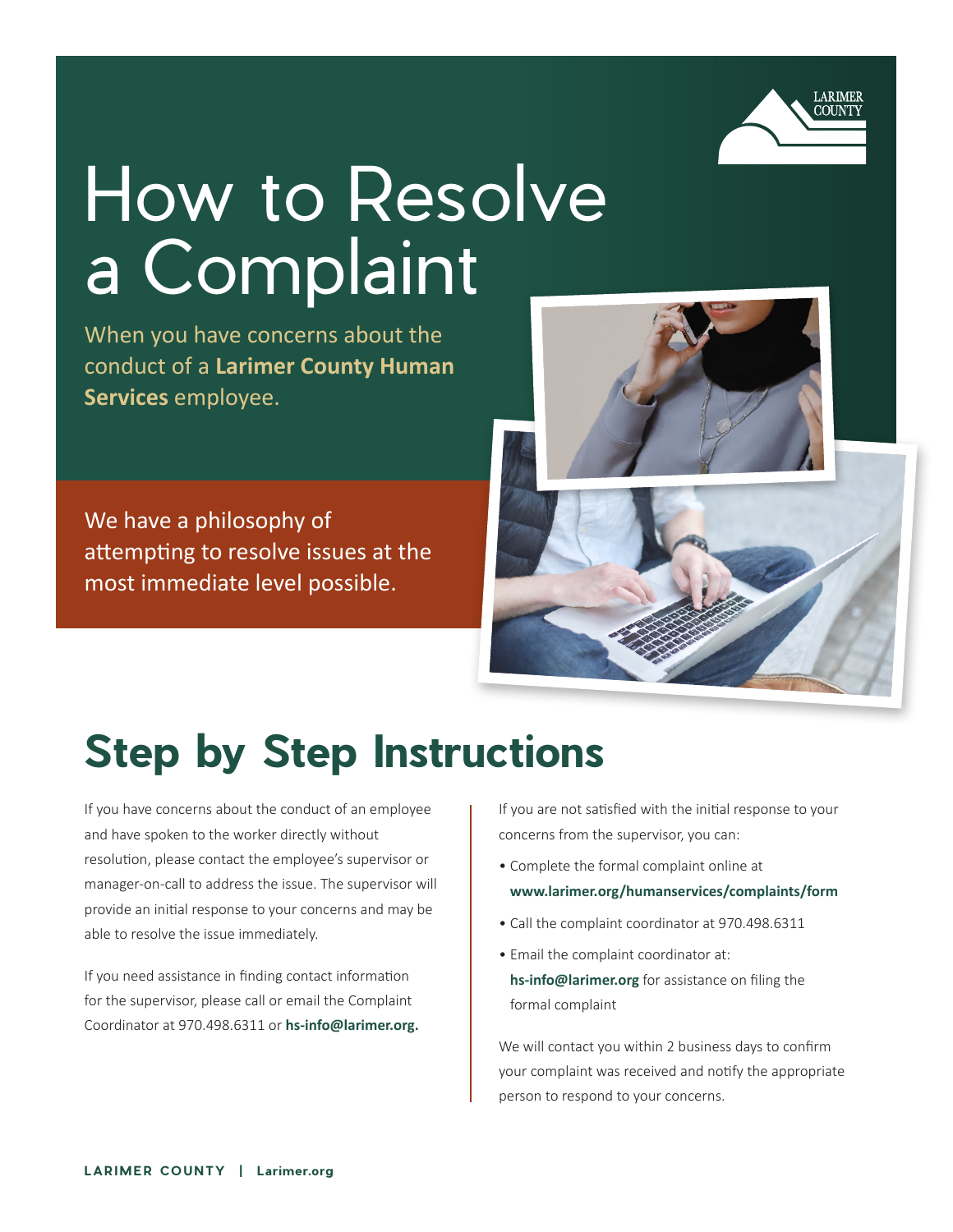# How to Resolve a Complaint

When you have concerns about the conduct of a **Larimer County Human Services** employee.

We have a philosophy of attempting to resolve issues at the most immediate level possible.

## Step by Step Instructions

If you have concerns about the conduct of an employee and have spoken to the worker directly without resolution, please contact the employee's supervisor or manager-on-call to address the issue. The supervisor will provide an initial response to your concerns and may be able to resolve the issue immediately.

If you need assistance in finding contact information for the supervisor, please call or email the Complaint Coordinator at 970.498.6311 or **hs-info@larimer.org.**

If you are not satisfied with the initial response to your concerns from the supervisor, you can:

- Complete the formal complaint online at **www.larimer.org/humanservices/complaints/form**
- Call the complaint coordinator at 970.498.6311
- Email the complaint coordinator at: **hs-info@larimer.org** for assistance on filing the formal complaint

We will contact you within 2 business days to confirm your complaint was received and notify the appropriate person to respond to your concerns.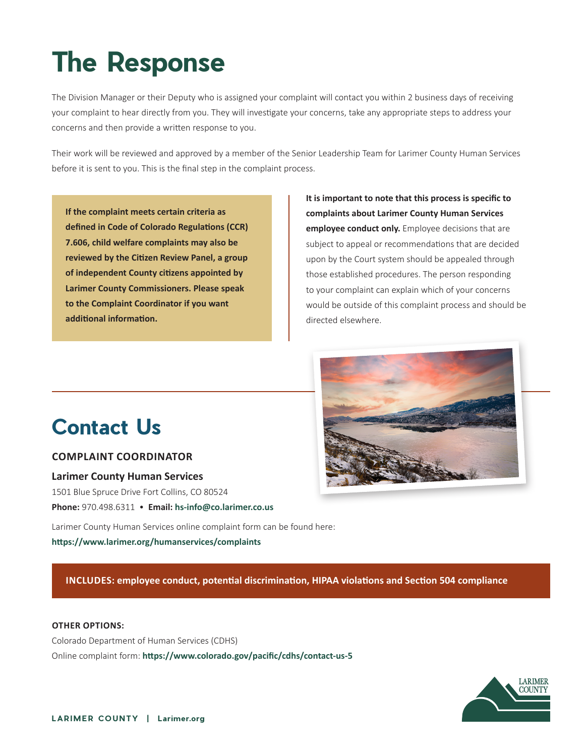# The Response

The Division Manager or their Deputy who is assigned your complaint will contact you within 2 business days of receiving your complaint to hear directly from you. They will investigate your concerns, take any appropriate steps to address your concerns and then provide a written response to you.

Their work will be reviewed and approved by a member of the Senior Leadership Team for Larimer County Human Services before it is sent to you. This is the final step in the complaint process.

**If the complaint meets certain criteria as defined in Code of Colorado Regulations (CCR) 7.606, child welfare complaints may also be reviewed by the Citizen Review Panel, a group of independent County citizens appointed by Larimer County Commissioners. Please speak to the Complaint Coordinator if you want additional information.**

**It is important to note that this process is specific to complaints about Larimer County Human Services employee conduct only.** Employee decisions that are subject to appeal or recommendations that are decided upon by the Court system should be appealed through those established procedures. The person responding to your complaint can explain which of your concerns would be outside of this complaint process and should be directed elsewhere.

# Contact Us

### COMPLAINT COORDINATOR

**Larimer County Human Services**
1501 Blue Spruce Drive Fort Collins, CO 80524
**Phone:** 970.498.6311 • **Email:** **hs-info@co.larimer.co.us**

Larimer County Human Services online complaint form can be found here:
**https://www.larimer.org/humanservices/complaints**

**INCLUDES: employee conduct, potential discrimination, HIPAA violations and Section 504 compliance**

**OTHER OPTIONS:**
Colorado Department of Human Services (CDHS)
Online complaint form: **https://www.colorado.gov/pacific/cdhs/contact-us-5**